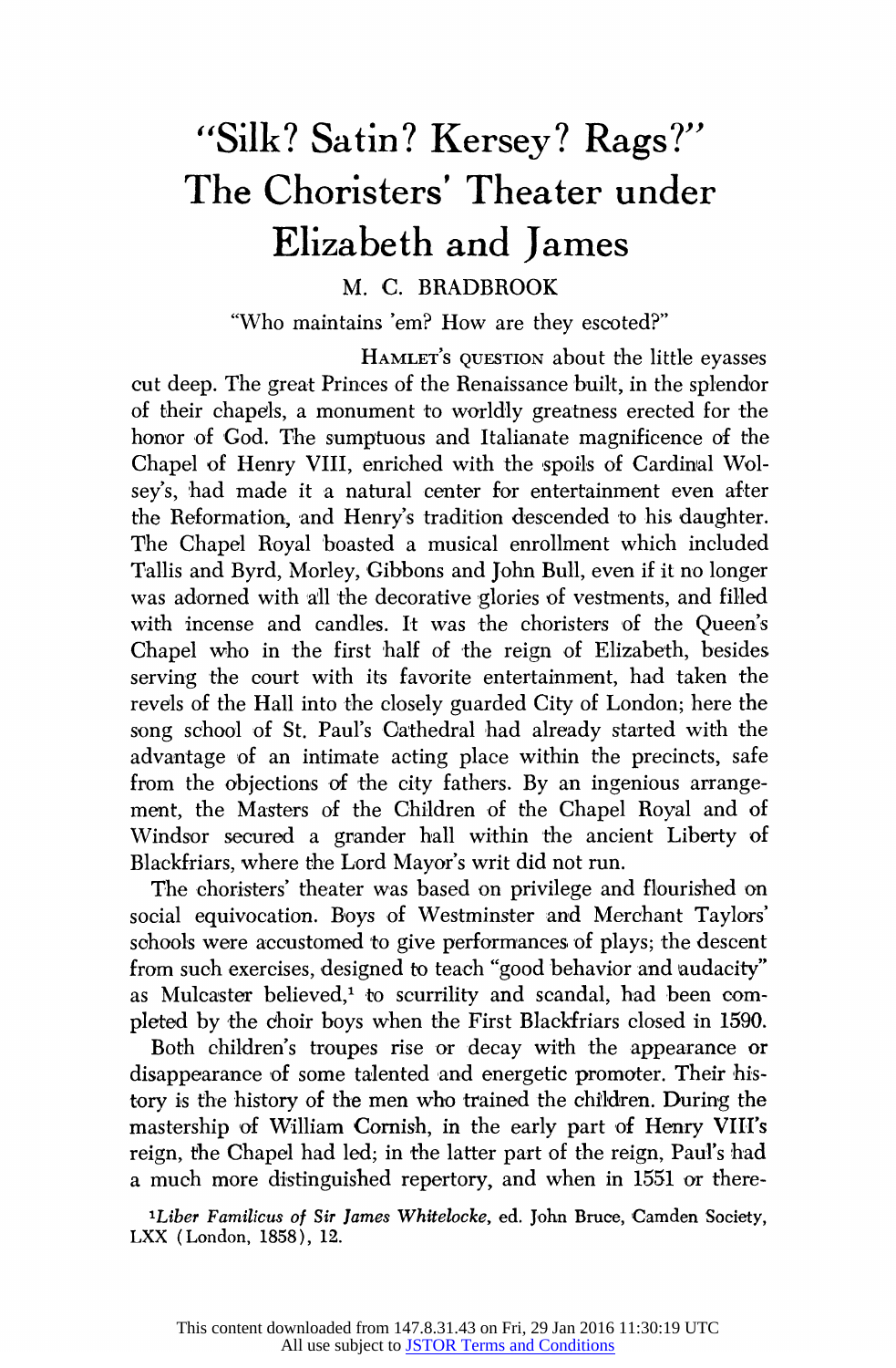# "Silk? Satin? Kersey? Rags?" The Choristers' Theater under Elizabeth and James

M. C. BRADBROOK

"Who maintains 'em? How are they escoted?"

HAMLET'S QUESTION about the little eyasses cut deep. The great Princes of the Renaissance built, in the splendor of their chapels, a monument to worldly greatness erected for the honor of God. The sumptuous and Italianate magnificence of the Chapel of Henry VIII, enriched with the spoils of Cardinal Wolsey's, had made it a natural center for entertainment even after the Reformation, and Henry's tradition descended to his daughter. The Chapel Royal boasted a musical enrollment which included Tallis and Byrd, Morley, Gibbons and John Bull, even if it no longer was adorned with all the decorative glories of vestments, and filled with incense and candles. It was the choristers of the Queen's Chapel who in the first half of the reign of Elizabeth, besides serving the court with its favorite entertainment, had taken the revels of the Hall into the closely guarded City of London; here the song school of St. Paul's Cathedral had already started with the advantage of an intimate acting place within the precincts, safe from the objections of the city fathers. By an ingenious arrangement, the Masters of the Children of the Chapel Royal and of Windsor secured a grander hall within the ancient Liberty of Blackfriars, where the Lord Mayor's writ did not run.

The choristers' theater was based on privilege and flourished on social equivocation. Boys of Westminster and Merchant Taylors' schools were accustomed to give performances of plays; the descent from such exercises, designed to teach "good behavior and audacity" as Mulcaster believed,[1] to scurrility and scandal, had been completed by the choir boys when the First Blackfriars closed in 1590.

Both children's troupes rise or decay with the appearance or disappearance of some talented and energetic promoter. Their history is the history of the men who trained the children. During the mastership of William Cornish, in the early part of Henry VIII's reign, the Chapel had led; in the latter part of the reign, Paul's had a much more distinguished repertory, and when in 1551 or there-

[1] *Liber Familicus of Sir James Whitelocke*, ed. John Bruce, Camden Society, LXX (London, 1858), 12.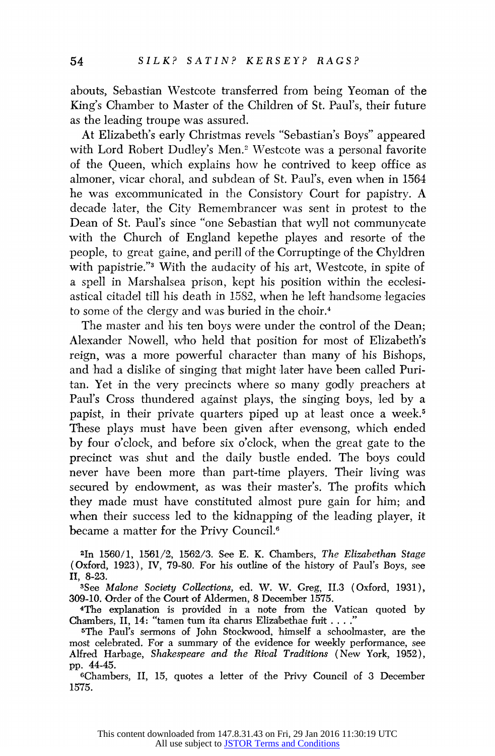abouts, Sebastian Westcote transferred from being Yeoman of the King's Chamber to Master of the Children of St. Paul's, their future as the leading troupe was assured.

At Elizabeth's early Christmas revels "Sebastian's Boys" appeared with Lord Robert Dudley's Men.[2] Westcote was a personal favorite of the Queen, which explains how he contrived to keep office as almoner, vicar choral, and subdean of St. Paul's, even when in 1564 he was excommunicated in the Consistory Court for papistry. A decade later, the City Remembrancer was sent in protest to the Dean of St. Paul's since "one Sebastian that wyll not communycate with the Church of England kepethe playes and resorte of the people, to great gaine, and perill of the Corruptinge of the Chyldren with papistrie."[3] With the audacity of his art, Westcote, in spite of a spell in Marshalsea prison, kept his position within the ecclesiastical citadel till his death in 1582, when he left handsome legacies to some of the clergy and was buried in the choir.[4]

The master and his ten boys were under the control of the Dean; Alexander Nowell, who held that position for most of Elizabeth's reign, was a more powerful character than many of his Bishops, and had a dislike of singing that might later have been called Puritan. Yet in the very precincts where so many godly preachers at Paul's Cross thundered against plays, the singing boys, led by a papist, in their private quarters piped up at least once a week.[5] These plays must have been given after evensong, which ended by four o'clock, and before six o'clock, when the great gate to the precinct was shut and the daily bustle ended. The boys could never have been more than part-time players. Their living was secured by endowment, as was their master's. The profits which they made must have constituted almost pure gain for him; and when their success led to the kidnapping of the leading player, it became a matter for the Privy Council.[6]

---

[2]In 1560/1, 1561/2, 1562/3. See E. K. Chambers, *The Elizabethan Stage* (Oxford, 1923), IV, 79-80. For his outline of the history of Paul's Boys, see II, 8-23.

[3]See *Malone Society Collections*, ed. W. W. Greg, II.3 (Oxford, 1931), 309-10. Order of the Court of Aldermen, 8 December 1575.

[4]The explanation is provided in a note from the Vatican quoted by Chambers, II, 14: "tamen tum ita charus Elizabethae fuit . . . ."

[5]The Paul's sermons of John Stockwood, himself a schoolmaster, are the most celebrated. For a summary of the evidence for weekly performance, see Alfred Harbage, *Shakespeare and the Rival Traditions* (New York, 1952), pp. 44-45.

[6]Chambers, II, 15, quotes a letter of the Privy Council of 3 December 1575.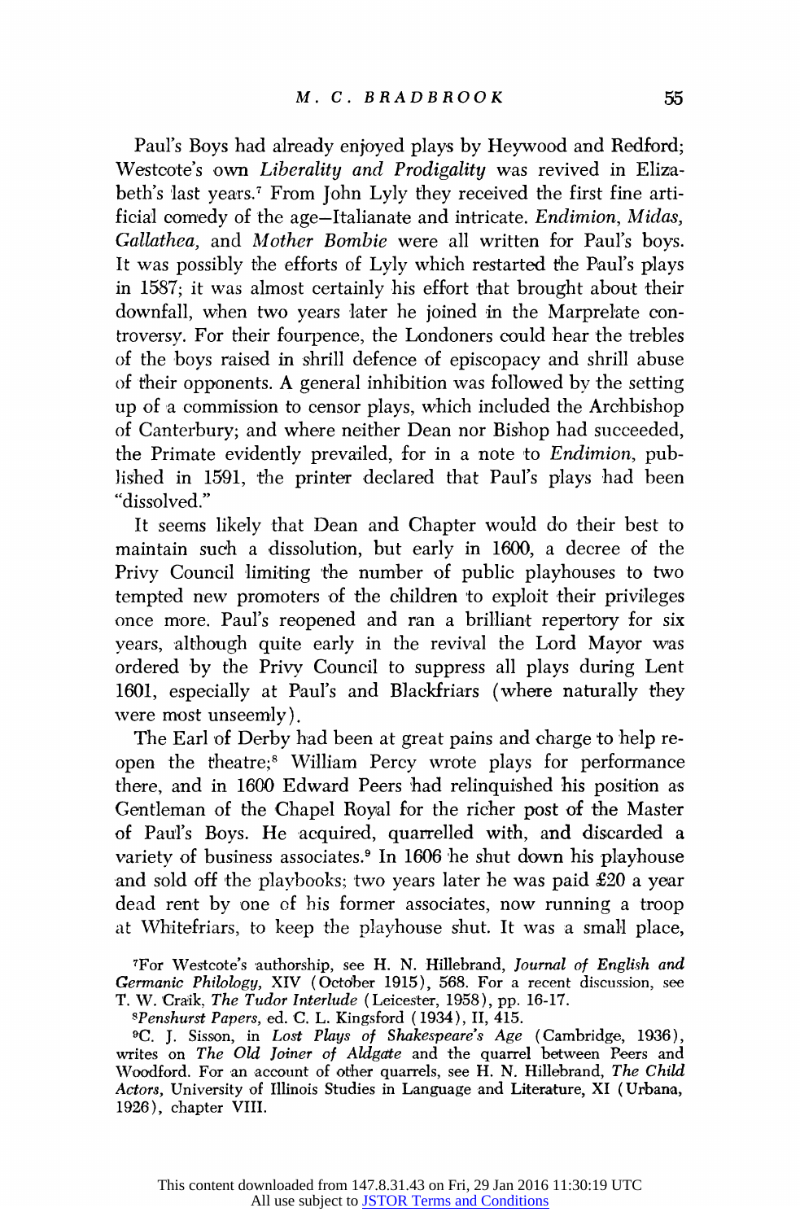Paul's Boys had already enjoyed plays by Heywood and Redford; Westcote's own *Liberality and Prodigality* was revived in Elizabeth's last years.[7] From John Lyly they received the first fine artificial comedy of the age—Italianate and intricate. *Endimion, Midas, Gallathea,* and *Mother Bombie* were all written for Paul's boys. It was possibly the efforts of Lyly which restarted the Paul's plays in 1587; it was almost certainly his effort that brought about their downfall, when two years later he joined in the Marprelate controversy. For their fourpence, the Londoners could hear the trebles of the boys raised in shrill defence of episcopacy and shrill abuse of their opponents. A general inhibition was followed by the setting up of a commission to censor plays, which included the Archbishop of Canterbury; and where neither Dean nor Bishop had succeeded, the Primate evidently prevailed, for in a note to *Endimion*, published in 1591, the printer declared that Paul's plays had been "dissolved."

It seems likely that Dean and Chapter would do their best to maintain such a dissolution, but early in 1600, a decree of the Privy Council limiting the number of public playhouses to two tempted new promoters of the children to exploit their privileges once more. Paul's reopened and ran a brilliant repertory for six years, although quite early in the revival the Lord Mayor was ordered by the Privy Council to suppress all plays during Lent 1601, especially at Paul's and Blackfriars (where naturally they were most unseemly).

The Earl of Derby had been at great pains and charge to help reopen the theatre;[8] William Percy wrote plays for performance there, and in 1600 Edward Peers had relinquished his position as Gentleman of the Chapel Royal for the richer post of the Master of Paul's Boys. He acquired, quarrelled with, and discarded a variety of business associates.[9] In 1606 he shut down his playhouse and sold off the playbooks; two years later he was paid £20 a year dead rent by one of his former associates, now running a troop at Whitefriars, to keep the playhouse shut. It was a small place,

[7]For Westcote's authorship, see H. N. Hillebrand, *Journal of English and Germanic Philology*, XIV (October 1915), 568. For a recent discussion, see T. W. Craik, *The Tudor Interlude* (Leicester, 1958), pp. 16-17.

[8]*Penshurst Papers*, ed. C. L. Kingsford (1934), II, 415.

[9]C. J. Sisson, in *Lost Plays of Shakespeare's Age* (Cambridge, 1936), writes on *The Old Joiner of Aldgate* and the quarrel between Peers and Woodford. For an account of other quarrels, see H. N. Hillebrand, *The Child Actors*, University of Illinois Studies in Language and Literature, XI (Urbana, 1926), chapter VIII.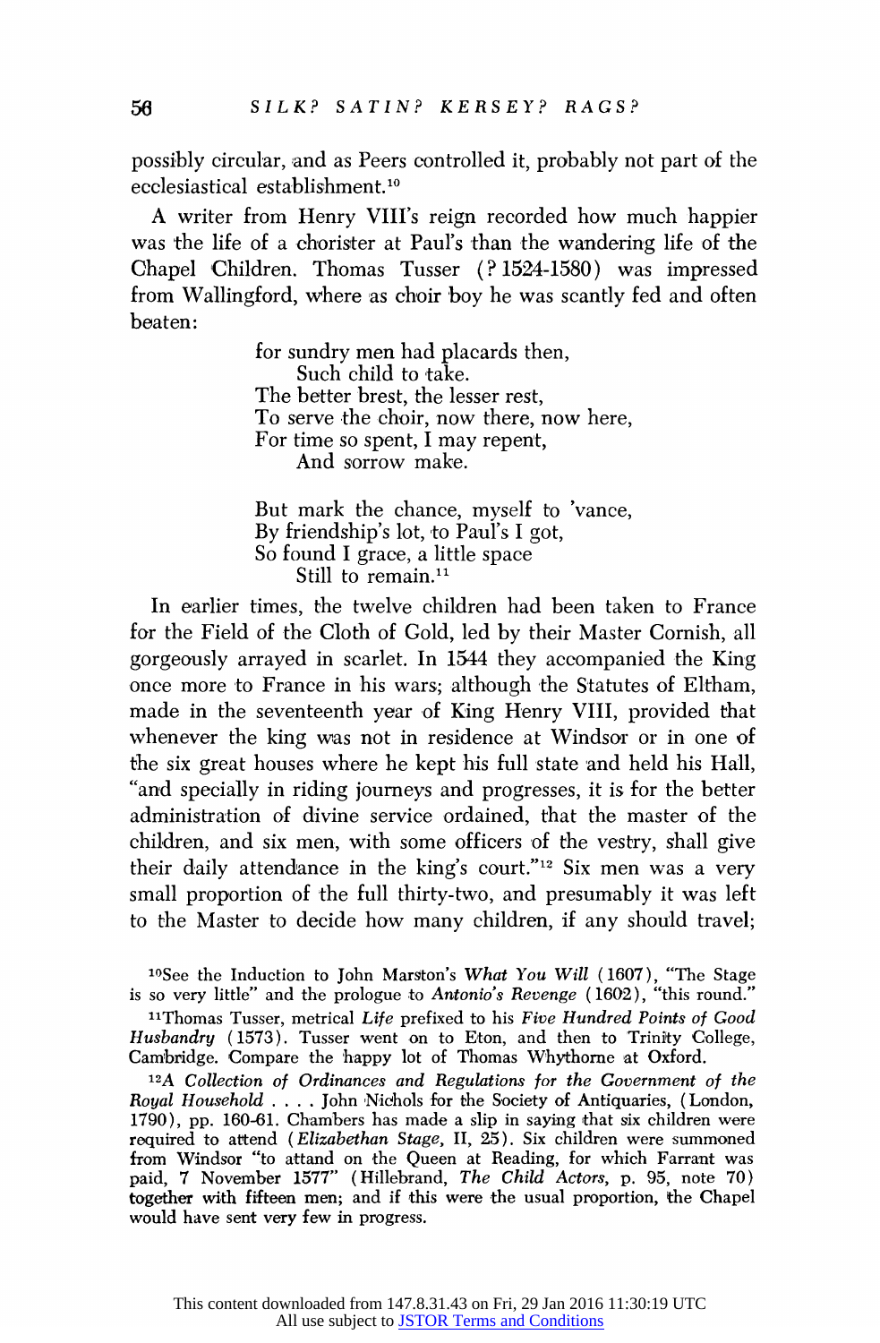possibly circular, and as Peers controlled it, probably not part of the ecclesiastical establishment.[10]

A writer from Henry VIII's reign recorded how much happier was the life of a chorister at Paul's than the wandering life of the Chapel Children. Thomas Tusser (? 1524-1580) was impressed from Wallingford, where as choir boy he was scantly fed and often beaten:

> for sundry men had placards then,
> Such child to take.
> The better brest, the lesser rest,
> To serve the choir, now there, now here,
> For time so spent, I may repent,
> And sorrow make.
>
> But mark the chance, myself to 'vance,
> By friendship's lot, to Paul's I got,
> So found I grace, a little space
> Still to remain.[11]

In earlier times, the twelve children had been taken to France for the Field of the Cloth of Gold, led by their Master Cornish, all gorgeously arrayed in scarlet. In 1544 they accompanied the King once more to France in his wars; although the Statutes of Eltham, made in the seventeenth year of King Henry VIII, provided that whenever the king was not in residence at Windsor or in one of the six great houses where he kept his full state and held his Hall, "and specially in riding journeys and progresses, it is for the better administration of divine service ordained, that the master of the children, and six men, with some officers of the vestry, shall give their daily attendance in the king's court."[12] Six men was a very small proportion of the full thirty-two, and presumably it was left to the Master to decide how many children, if any should travel;

[10]See the Induction to John Marston's *What You Will* (1607), "The Stage is so very little" and the prologue to *Antonio's Revenge* (1602), "this round."

[11]Thomas Tusser, metrical *Life* prefixed to his *Five Hundred Points of Good Husbandry* (1573). Tusser went on to Eton, and then to Trinity College, Cambridge. Compare the happy lot of Thomas Whythorne at Oxford.

[12]*A Collection of Ordinances and Regulations for the Government of the Royal Household* . . . . John Nichols for the Society of Antiquaries, (London, 1790), pp. 160-61. Chambers has made a slip in saying that six children were required to attend (*Elizabethan Stage*, II, 25). Six children were summoned from Windsor "to attend on the Queen at Reading, for which Farrant was paid, 7 November 1577" (Hillebrand, *The Child Actors*, p. 95, note 70) together with fifteen men; and if this were the usual proportion, the Chapel would have sent very few in progress.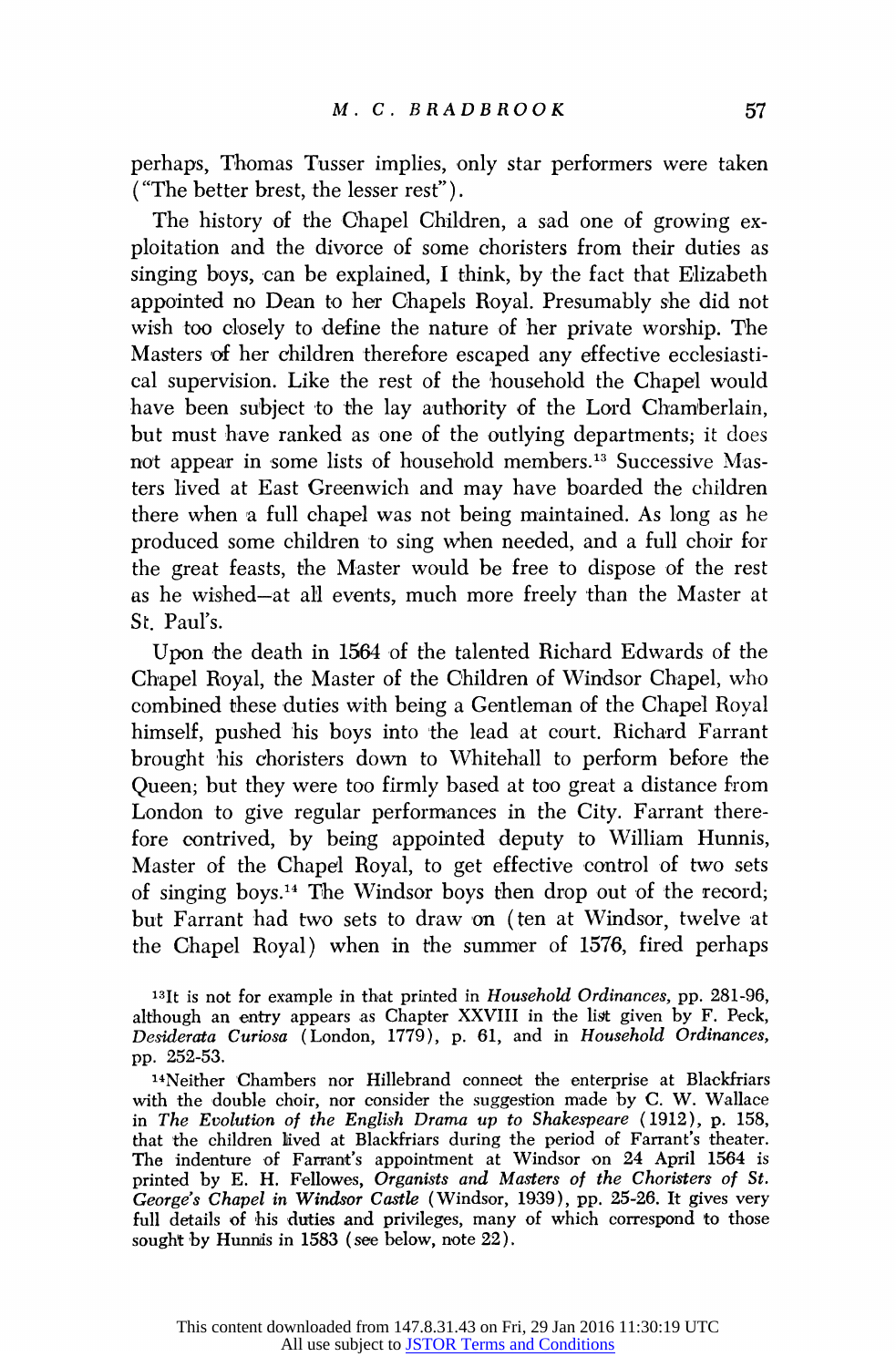perhaps, Thomas Tusser implies, only star performers were taken ("The better brest, the lesser rest").

The history of the Chapel Children, a sad one of growing exploitation and the divorce of some choristers from their duties as singing boys, can be explained, I think, by the fact that Elizabeth appointed no Dean to her Chapels Royal. Presumably she did not wish too closely to define the nature of her private worship. The Masters of her children therefore escaped any effective ecclesiastical supervision. Like the rest of the household the Chapel would have been subject to the lay authority of the Lord Chamberlain, but must have ranked as one of the outlying departments; it does not appear in some lists of household members.[13] Successive Masters lived at East Greenwich and may have boarded the children there when a full chapel was not being maintained. As long as he produced some children to sing when needed, and a full choir for the great feasts, the Master would be free to dispose of the rest as he wished—at all events, much more freely than the Master at St. Paul's.

Upon the death in 1564 of the talented Richard Edwards of the Chapel Royal, the Master of the Children of Windsor Chapel, who combined these duties with being a Gentleman of the Chapel Royal himself, pushed his boys into the lead at court. Richard Farrant brought his choristers down to Whitehall to perform before the Queen; but they were too firmly based at too great a distance from London to give regular performances in the City. Farrant therefore contrived, by being appointed deputy to William Hunnis, Master of the Chapel Royal, to get effective control of two sets of singing boys.[14] The Windsor boys then drop out of the record; but Farrant had two sets to draw on (ten at Windsor, twelve at the Chapel Royal) when in the summer of 1576, fired perhaps

[13] It is not for example in that printed in *Household Ordinances*, pp. 281-96, although an entry appears as Chapter XXVIII in the list given by F. Peck, *Desiderata Curiosa* (London, 1779), p. 61, and in *Household Ordinances*, pp. 252-53.

[14] Neither Chambers nor Hillebrand connect the enterprise at Blackfriars with the double choir, nor consider the suggestion made by C. W. Wallace in *The Evolution of the English Drama up to Shakespeare* (1912), p. 158, that the children lived at Blackfriars during the period of Farrant's theater. The indenture of Farrant's appointment at Windsor on 24 April 1564 is printed by E. H. Fellowes, *Organists and Masters of the Choristers of St. George's Chapel in Windsor Castle* (Windsor, 1939), pp. 25-26. It gives very full details of his duties and privileges, many of which correspond to those sought by Hunnis in 1583 (see below, note 22).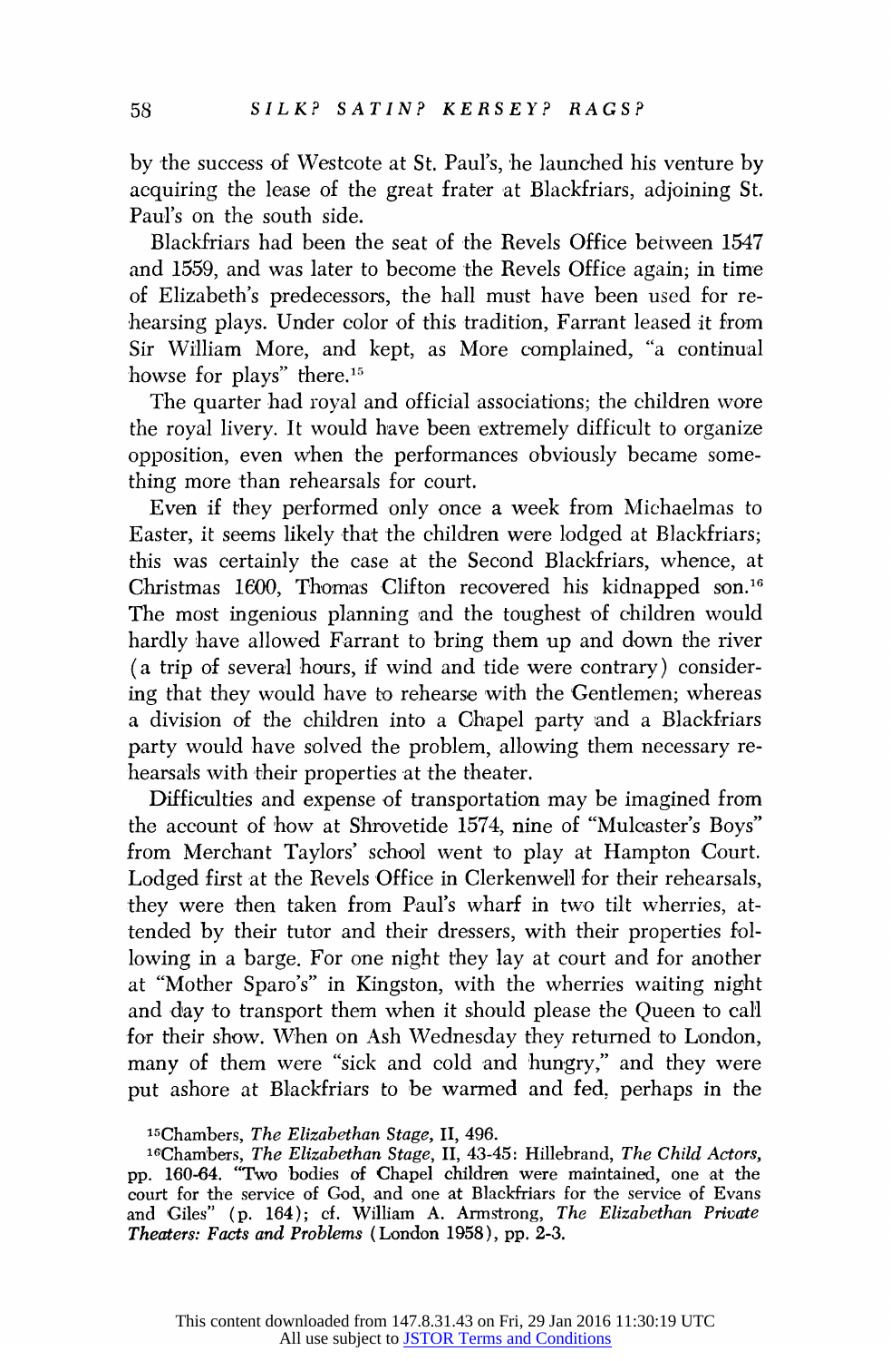by the success of Westcote at St. Paul's, he launched his venture by acquiring the lease of the great frater at Blackfriars, adjoining St. Paul's on the south side.

Blackfriars had been the seat of the Revels Office between 1547 and 1559, and was later to become the Revels Office again; in time of Elizabeth's predecessors, the hall must have been used for rehearsing plays. Under color of this tradition, Farrant leased it from Sir William More, and kept, as More complained, "a continual howse for plays" there.[15]

The quarter had royal and official associations; the children wore the royal livery. It would have been extremely difficult to organize opposition, even when the performances obviously became something more than rehearsals for court.

Even if they performed only once a week from Michaelmas to Easter, it seems likely that the children were lodged at Blackfriars; this was certainly the case at the Second Blackfriars, whence, at Christmas 1600, Thomas Clifton recovered his kidnapped son.[16] The most ingenious planning and the toughest of children would hardly have allowed Farrant to bring them up and down the river (a trip of several hours, if wind and tide were contrary) considering that they would have to rehearse with the Gentlemen; whereas a division of the children into a Chapel party and a Blackfriars party would have solved the problem, allowing them necessary rehearsals with their properties at the theater.

Difficulties and expense of transportation may be imagined from the account of how at Shrovetide 1574, nine of "Mulcaster's Boys" from Merchant Taylors' school went to play at Hampton Court. Lodged first at the Revels Office in Clerkenwell for their rehearsals, they were then taken from Paul's wharf in two tilt wherries, attended by their tutor and their dressers, with their properties following in a barge. For one night they lay at court and for another at "Mother Sparo's" in Kingston, with the wherries waiting night and day to transport them when it should please the Queen to call for their show. When on Ash Wednesday they returned to London, many of them were "sick and cold and hungry," and they were put ashore at Blackfriars to be warmed and fed, perhaps in the

[15] Chambers, *The Elizabethan Stage*, II, 496.

[16] Chambers, *The Elizabethan Stage*, II, 43-45: Hillebrand, *The Child Actors*, pp. 160-64. "Two bodies of Chapel children were maintained, one at the court for the service of God, and one at Blackfriars for the service of Evans and Giles" (p. 164); cf. William A. Armstrong, *The Elizabethan Private Theaters: Facts and Problems* (London 1958), pp. 2-3.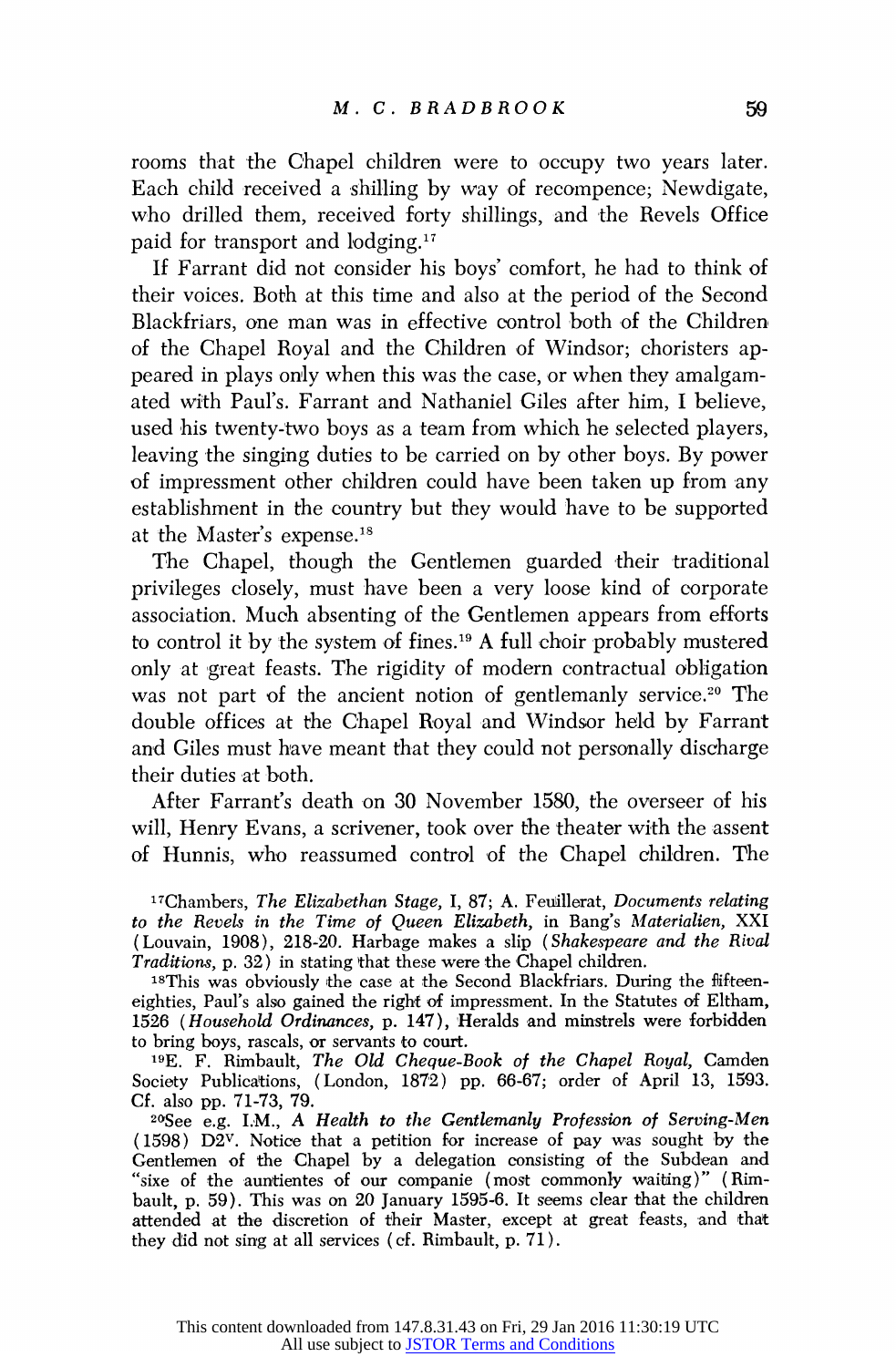rooms that the Chapel children were to occupy two years later. Each child received a shilling by way of recompence; Newdigate, who drilled them, received forty shillings, and the Revels Office paid for transport and lodging.[17]

If Farrant did not consider his boys' comfort, he had to think of their voices. Both at this time and also at the period of the Second Blackfriars, one man was in effective control both of the Children of the Chapel Royal and the Children of Windsor; choristers appeared in plays only when this was the case, or when they amalgamated with Paul's. Farrant and Nathaniel Giles after him, I believe, used his twenty-two boys as a team from which he selected players, leaving the singing duties to be carried on by other boys. By power of impressment other children could have been taken up from any establishment in the country but they would have to be supported at the Master's expense.[18]

The Chapel, though the Gentlemen guarded their traditional privileges closely, must have been a very loose kind of corporate association. Much absenting of the Gentlemen appears from efforts to control it by the system of fines.[19] A full choir probably mustered only at great feasts. The rigidity of modern contractual obligation was not part of the ancient notion of gentlemanly service.[20] The double offices at the Chapel Royal and Windsor held by Farrant and Giles must have meant that they could not personally discharge their duties at both.

After Farrant's death on 30 November 1580, the overseer of his will, Henry Evans, a scrivener, took over the theater with the assent of Hunnis, who reassumed control of the Chapel children. The

[17] Chambers, *The Elizabethan Stage*, I, 87; A. Feuillerat, *Documents relating to the Revels in the Time of Queen Elizabeth*, in Bang's *Materialien*, XXI (Louvain, 1908), 218-20. Harbage makes a slip (*Shakespeare and the Rival Traditions*, p. 32) in stating that these were the Chapel children.

[18] This was obviously the case at the Second Blackfriars. During the fifteen-eighties, Paul's also gained the right of impressment. In the Statutes of Eltham, 1526 (*Household Ordinances*, p. 147), Heralds and minstrels were forbidden to bring boys, rascals, or servants to court.

[19] E. F. Rimbault, *The Old Cheque-Book of the Chapel Royal*, Camden Society Publications, (London, 1872) pp. 66-67; order of April 13, 1593. Cf. also pp. 71-73, 79.

[20] See e.g. I.M., *A Health to the Gentlemanly Profession of Serving-Men* (1598) D2v. Notice that a petition for increase of pay was sought by the Gentlemen of the Chapel by a delegation consisting of the Subdean and "sixe of the auntientes of our companie (most commonly waiting)" (Rimbault, p. 59). This was on 20 January 1595-6. It seems clear that the children attended at the discretion of their Master, except at great feasts, and that they did not sing at all services (cf. Rimbault, p. 71).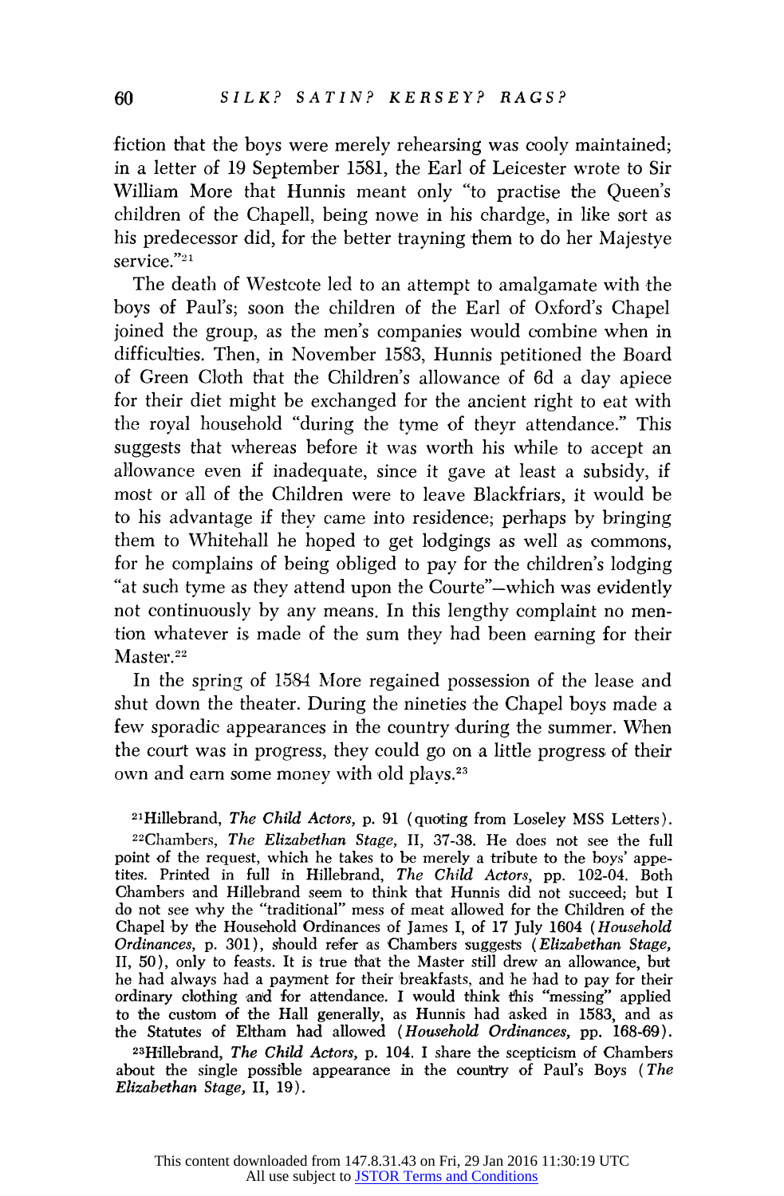fiction that the boys were merely rehearsing was cooly maintained; in a letter of 19 September 1581, the Earl of Leicester wrote to Sir William More that Hunnis meant only "to practise the Queen's children of the Chapell, being nowe in his chardge, in like sort as his predecessor did, for the better trayning them to do her Majestye service."[21]

The death of Westcote led to an attempt to amalgamate with the boys of Paul's; soon the children of the Earl of Oxford's Chapel joined the group, as the men's companies would combine when in difficulties. Then, in November 1583, Hunnis petitioned the Board of Green Cloth that the Children's allowance of 6d a day apiece for their diet might be exchanged for the ancient right to eat with the royal household "during the tyme of theyr attendance." This suggests that whereas before it was worth his while to accept an allowance even if inadequate, since it gave at least a subsidy, if most or all of the Children were to leave Blackfriars, it would be to his advantage if they came into residence; perhaps by bringing them to Whitehall he hoped to get lodgings as well as commons, for he complains of being obliged to pay for the children's lodging "at such tyme as they attend upon the Courte"—which was evidently not continuously by any means. In this lengthy complaint no mention whatever is made of the sum they had been earning for their Master.[22]

In the spring of 1584 More regained possession of the lease and shut down the theater. During the nineties the Chapel boys made a few sporadic appearances in the country during the summer. When the court was in progress, they could go on a little progress of their own and earn some money with old plays.[23]

[21]Hillebrand, *The Child Actors*, p. 91 (quoting from Loseley MSS Letters).

[22]Chambers, *The Elizabethan Stage*, II, 37-38. He does not see the full point of the request, which he takes to be merely a tribute to the boys' appetites. Printed in full in Hillebrand, *The Child Actors*, pp. 102-04. Both Chambers and Hillebrand seem to think that Hunnis did not succeed; but I do not see why the "traditional" mess of meat allowed for the Children of the Chapel by the Household Ordinances of James I, of 17 July 1604 (*Household Ordinances*, p. 301), should refer as Chambers suggests (*Elizabethan Stage*, II, 50), only to feasts. It is true that the Master still drew an allowance, but he had always had a payment for their breakfasts, and he had to pay for their ordinary clothing and for attendance. I would think this "messing" applied to the custom of the Hall generally, as Hunnis had asked in 1583, and as the Statutes of Eltham had allowed (*Household Ordinances*, pp. 168-69).

[23]Hillebrand, *The Child Actors*, p. 104. I share the scepticism of Chambers about the single possible appearance in the country of Paul's Boys (*The Elizabethan Stage*, II, 19).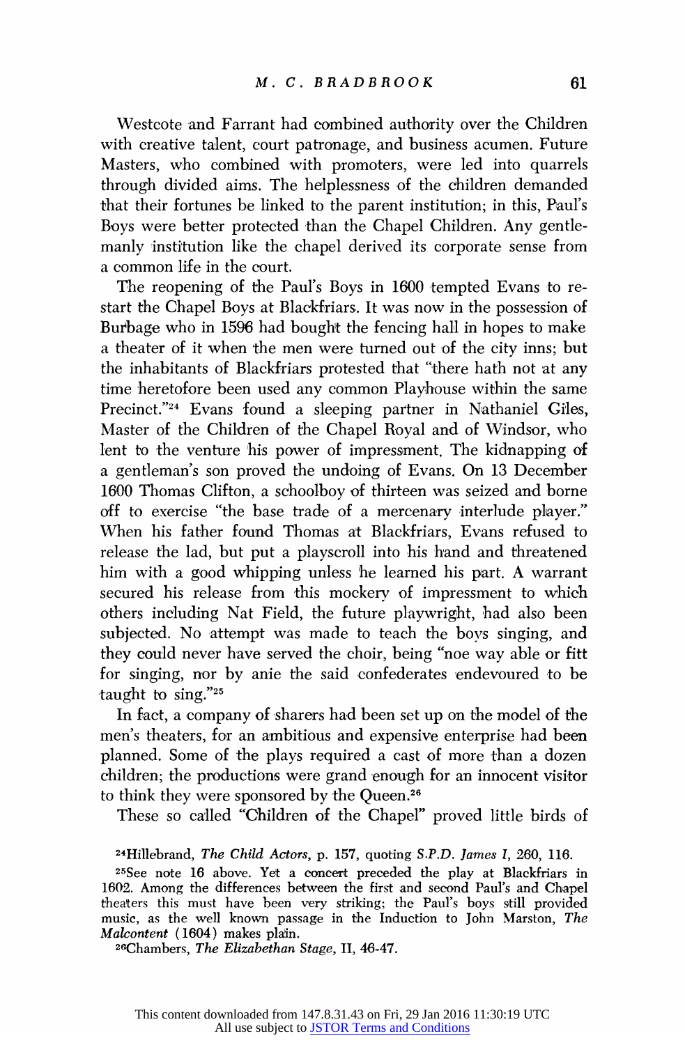Westcote and Farrant had combined authority over the Children with creative talent, court patronage, and business acumen. Future Masters, who combined with promoters, were led into quarrels through divided aims. The helplessness of the children demanded that their fortunes be linked to the parent institution; in this, Paul's Boys were better protected than the Chapel Children. Any gentlemanly institution like the chapel derived its corporate sense from a common life in the court.

The reopening of the Paul's Boys in 1600 tempted Evans to restart the Chapel Boys at Blackfriars. It was now in the possession of Burbage who in 1596 had bought the fencing hall in hopes to make a theater of it when the men were turned out of the city inns; but the inhabitants of Blackfriars protested that "there hath not at any time heretofore been used any common Playhouse within the same Precinct."[24] Evans found a sleeping partner in Nathaniel Giles, Master of the Children of the Chapel Royal and of Windsor, who lent to the venture his power of impressment. The kidnapping of a gentleman's son proved the undoing of Evans. On 13 December 1600 Thomas Clifton, a schoolboy of thirteen was seized and borne off to exercise "the base trade of a mercenary interlude player." When his father found Thomas at Blackfriars, Evans refused to release the lad, but put a playscroll into his hand and threatened him with a good whipping unless he learned his part. A warrant secured his release from this mockery of impressment to which others including Nat Field, the future playwright, had also been subjected. No attempt was made to teach the boys singing, and they could never have served the choir, being "noe way able or fitt for singing, nor by anie the said confederates endevoured to be taught to sing."[25]

In fact, a company of sharers had been set up on the model of the men's theaters, for an ambitious and expensive enterprise had been planned. Some of the plays required a cast of more than a dozen children; the productions were grand enough for an innocent visitor to think they were sponsored by the Queen.[26]

These so called "Children of the Chapel" proved little birds of

[24] Hillebrand, *The Child Actors*, p. 157, quoting *S.P.D. James I*, 260, 116.

[25] See note 16 above. Yet a concert preceded the play at Blackfriars in 1602. Among the differences between the first and second Paul's and Chapel theaters this must have been very striking; the Paul's boys still provided music, as the well known passage in the Induction to John Marston, *The Malcontent* (1604) makes plain.

[26] Chambers, *The Elizabethan Stage*, II, 46-47.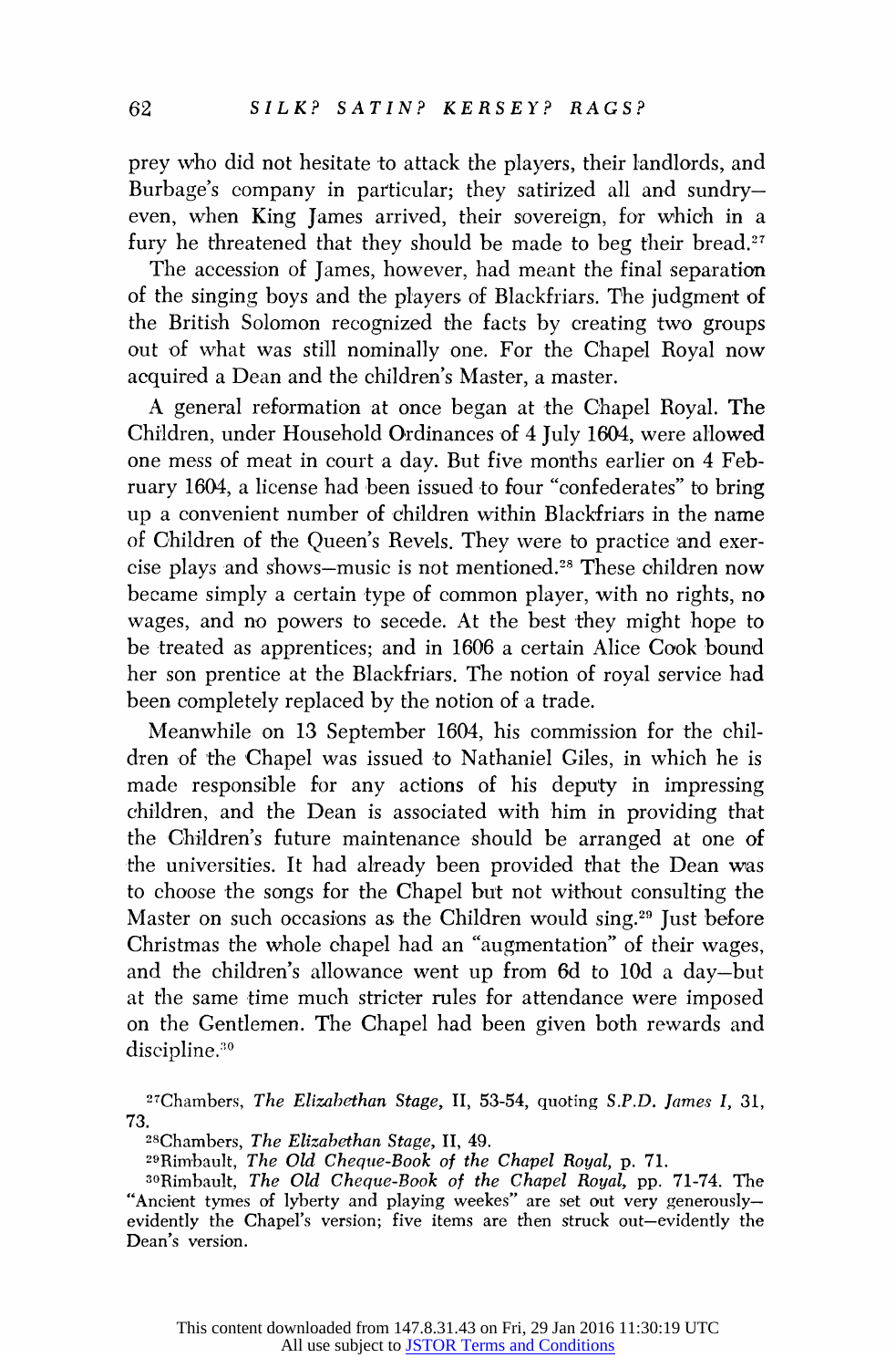prey who did not hesitate to attack the players, their landlords, and Burbage's company in particular; they satirized all and sundry—even, when King James arrived, their sovereign, for which in a fury he threatened that they should be made to beg their bread.[27]

The accession of James, however, had meant the final separation of the singing boys and the players of Blackfriars. The judgment of the British Solomon recognized the facts by creating two groups out of what was still nominally one. For the Chapel Royal now acquired a Dean and the children's Master, a master.

A general reformation at once began at the Chapel Royal. The Children, under Household Ordinances of 4 July 1604, were allowed one mess of meat in court a day. But five months earlier on 4 February 1604, a license had been issued to four "confederates" to bring up a convenient number of children within Blackfriars in the name of Children of the Queen's Revels. They were to practice and exercise plays and shows—music is not mentioned.[28] These children now became simply a certain type of common player, with no rights, no wages, and no powers to secede. At the best they might hope to be treated as apprentices; and in 1606 a certain Alice Cook bound her son prentice at the Blackfriars. The notion of royal service had been completely replaced by the notion of a trade.

Meanwhile on 13 September 1604, his commission for the children of the Chapel was issued to Nathaniel Giles, in which he is made responsible for any actions of his deputy in impressing children, and the Dean is associated with him in providing that the Children's future maintenance should be arranged at one of the universities. It had already been provided that the Dean was to choose the songs for the Chapel but not without consulting the Master on such occasions as the Children would sing.[29] Just before Christmas the whole chapel had an "augmentation" of their wages, and the children's allowance went up from 6d to 10d a day—but at the same time much stricter rules for attendance were imposed on the Gentlemen. The Chapel had been given both rewards and discipline.[30]

[27]Chambers, *The Elizabethan Stage*, II, 53-54, quoting *S.P.D. James I*, 31, 73.

[28]Chambers, *The Elizabethan Stage*, II, 49.

[29]Rimbault, *The Old Cheque-Book of the Chapel Royal*, p. 71.

[30]Rimbault, *The Old Cheque-Book of the Chapel Royal*, pp. 71-74. The "Ancient tymes of lyberty and playing weekes" are set out very generously—evidently the Chapel's version; five items are then struck out—evidently the Dean's version.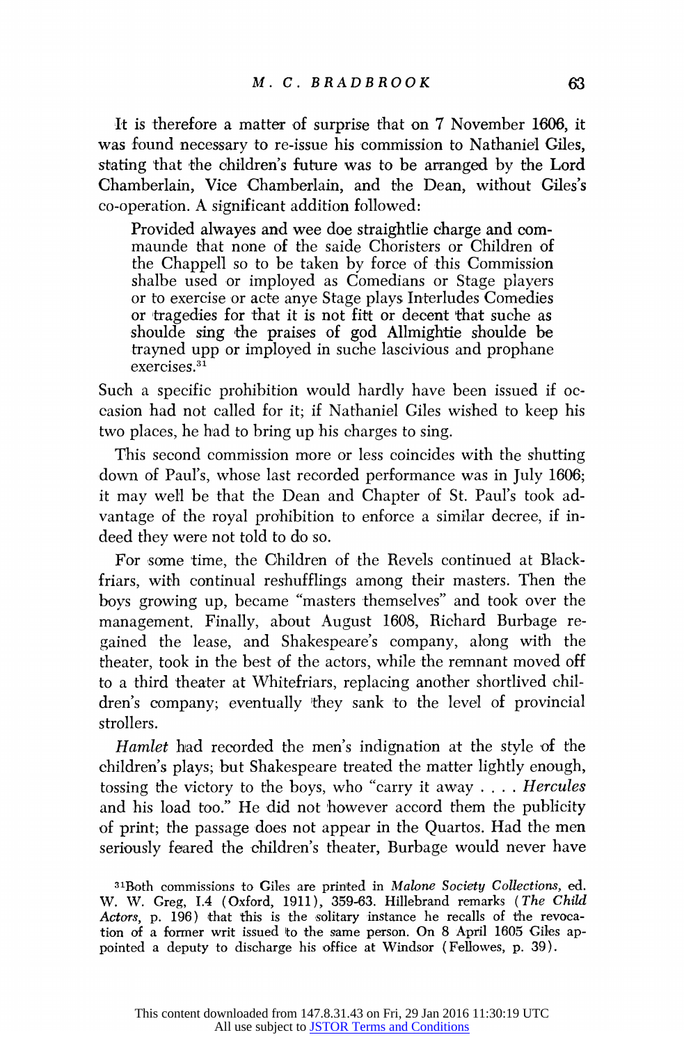It is therefore a matter of surprise that on 7 November 1606, it was found necessary to re-issue his commission to Nathaniel Giles, stating that the children's future was to be arranged by the Lord Chamberlain, Vice Chamberlain, and the Dean, without Giles's co-operation. A significant addition followed:

> Provided alwayes and wee doe straightlie charge and commaunde that none of the saide Choristers or Children of the Chappell so to be taken by force of this Commission shalbe used or imployed as Comedians or Stage players or to exercise or acte anye Stage plays Interludes Comedies or tragedies for that it is not fitt or decent that suche as shoulde sing the praises of god Allmightie shoulde be trayned upp or imployed in suche lascivious and prophane exercises.[31]

Such a specific prohibition would hardly have been issued if occasion had not called for it; if Nathaniel Giles wished to keep his two places, he had to bring up his charges to sing.

This second commission more or less coincides with the shutting down of Paul's, whose last recorded performance was in July 1606; it may well be that the Dean and Chapter of St. Paul's took advantage of the royal prohibition to enforce a similar decree, if indeed they were not told to do so.

For some time, the Children of the Revels continued at Blackfriars, with continual reshufflings among their masters. Then the boys growing up, became "masters themselves" and took over the management. Finally, about August 1608, Richard Burbage regained the lease, and Shakespeare's company, along with the theater, took in the best of the actors, while the remnant moved off to a third theater at Whitefriars, replacing another shortlived children's company; eventually they sank to the level of provincial strollers.

*Hamlet* had recorded the men's indignation at the style of the children's plays; but Shakespeare treated the matter lightly enough, tossing the victory to the boys, who "carry it away . . . . *Hercules* and his load too." He did not however accord them the publicity of print; the passage does not appear in the Quartos. Had the men seriously feared the children's theater, Burbage would never have

[31] Both commissions to Giles are printed in *Malone Society Collections*, ed. W. W. Greg, I.4 (Oxford, 1911), 359-63. Hillebrand remarks (*The Child Actors*, p. 196) that this is the solitary instance he recalls of the revocation of a former writ issued to the same person. On 8 April 1605 Giles appointed a deputy to discharge his office at Windsor (Fellowes, p. 39).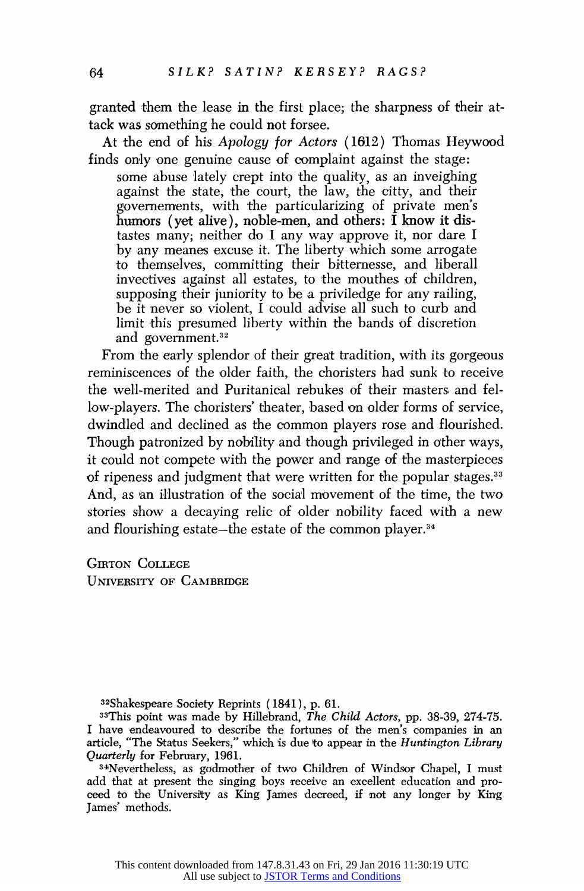granted them the lease in the first place; the sharpness of their attack was something he could not forsee.

At the end of his *Apology for Actors* (1612) Thomas Heywood finds only one genuine cause of complaint against the stage:

> some abuse lately crept into the quality, as an inveighing against the state, the court, the law, the citty, and their governements, with the particularizing of private men's humors (yet alive), noble-men, and others: I know it distastes many; neither do I any way approve it, nor dare I by any meanes excuse it. The liberty which some arrogate to themselves, committing their bitternesse, and liberall invectives against all estates, to the mouthes of children, supposing their juniority to be a priviledge for any railing, be it never so violent, I could advise all such to curb and limit this presumed liberty within the bands of discretion and government.[32]

From the early splendor of their great tradition, with its gorgeous reminiscences of the older faith, the choristers had sunk to receive the well-merited and Puritanical rebukes of their masters and fellow-players. The choristers' theater, based on older forms of service, dwindled and declined as the common players rose and flourished. Though patronized by nobility and though privileged in other ways, it could not compete with the power and range of the masterpieces of ripeness and judgment that were written for the popular stages.[33] And, as an illustration of the social movement of the time, the two stories show a decaying relic of older nobility faced with a new and flourishing estate—the estate of the common player.[34]

Girton College
University of Cambridge

---

[32] Shakespeare Society Reprints (1841), p. 61.

[33] This point was made by Hillebrand, *The Child Actors*, pp. 38-39, 274-75. I have endeavoured to describe the fortunes of the men's companies in an article, "The Status Seekers," which is due to appear in the *Huntington Library Quarterly* for February, 1961.

[34] Nevertheless, as godmother of two Children of Windsor Chapel, I must add that at present the singing boys receive an excellent education and proceed to the University as King James decreed, if not any longer by King James' methods.